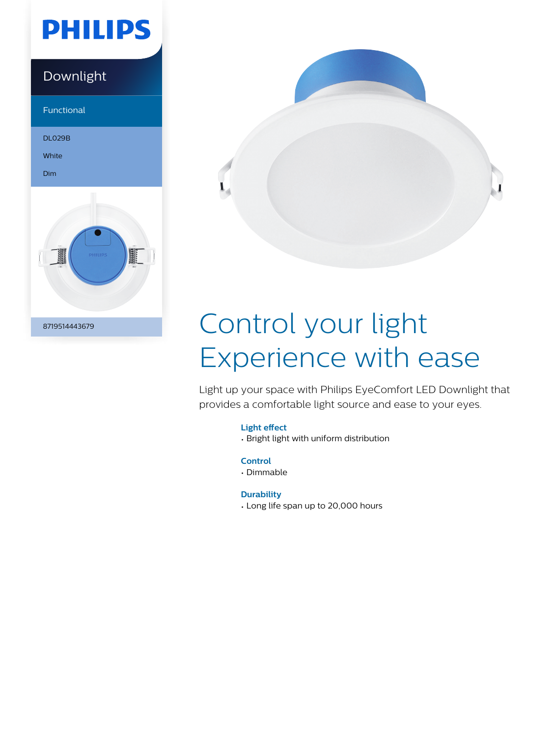PHILIPS

Downlight

Functional

DL029B

White

Dim

8719514443679

# Control your light Experience with ease

Light up your space with Philips EyeComfort LED Downlight that provides a comfortable light source and ease to your eyes.

### Light effect

- Bright light with uniform distribution

### Control

- Dimmable

### Durability

- Long life span up to 20,000 hours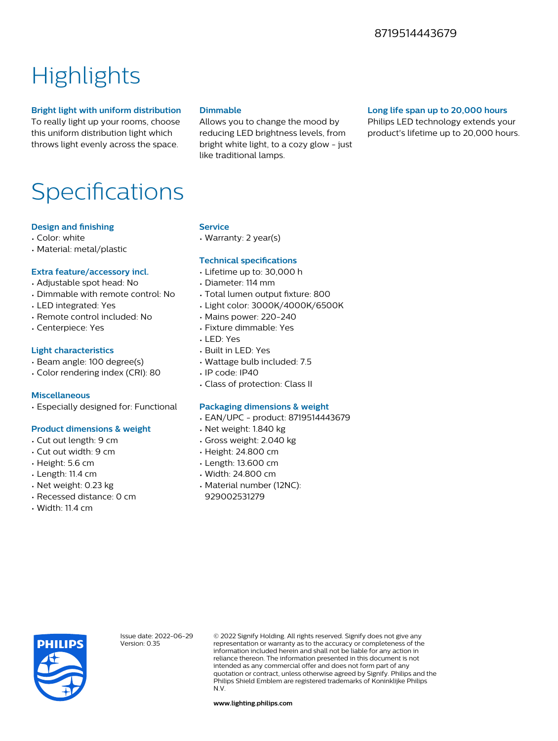8719514443679

# Highlights

### Bright light with uniform distribution

To really light up your rooms, choose this uniform distribution light which throws light evenly across the space.

### Dimmable

Allows you to change the mood by reducing LED brightness levels, from bright white light, to a cozy glow - just like traditional lamps.

### Long life span up to 20,000 hours

Philips LED technology extends your product's lifetime up to 20,000 hours.

# Specifications

### Design and finishing

- Color: white
- Material: metal/plastic

### Extra feature/accessory incl.

- Adjustable spot head: No
- Dimmable with remote control: No
- LED integrated: Yes
- Remote control included: No
- Centerpiece: Yes

### Light characteristics

- Beam angle: 100 degree(s)
- Color rendering index (CRI): 80

### Miscellaneous

- Especially designed for: Functional

### Product dimensions & weight

- Cut out length: 9 cm
- Cut out width: 9 cm
- Height: 5.6 cm
- Length: 11.4 cm
- Net weight: 0.23 kg
- Recessed distance: 0 cm
- Width: 11.4 cm

### Service

- Warranty: 2 year(s)

### Technical specifications

- Lifetime up to: 30,000 h
- Diameter: 114 mm
- Total lumen output fixture: 800
- Light color: 3000K/4000K/6500K
- Mains power: 220-240
- Fixture dimmable: Yes
- LED: Yes
- Built in LED: Yes
- Wattage bulb included: 7.5
- IP code: IP40
- Class of protection: Class II

### Packaging dimensions & weight

- EAN/UPC - product: 8719514443679
- Net weight: 1.840 kg
- Gross weight: 2.040 kg
- Height: 24.800 cm
- Length: 13.600 cm
- Width: 24.800 cm
- Material number (12NC): 929002531279

Issue date: 2022-06-29
Version: 0.35

© 2022 Signify Holding. All rights reserved. Signify does not give any representation or warranty as to the accuracy or completeness of the information included herein and shall not be liable for any action in reliance thereon. The information presented in this document is not intended as any commercial offer and does not form part of any quotation or contract, unless otherwise agreed by Signify. Philips and the Philips Shield Emblem are registered trademarks of Koninklijke Philips N.V.

**www.lighting.philips.com**